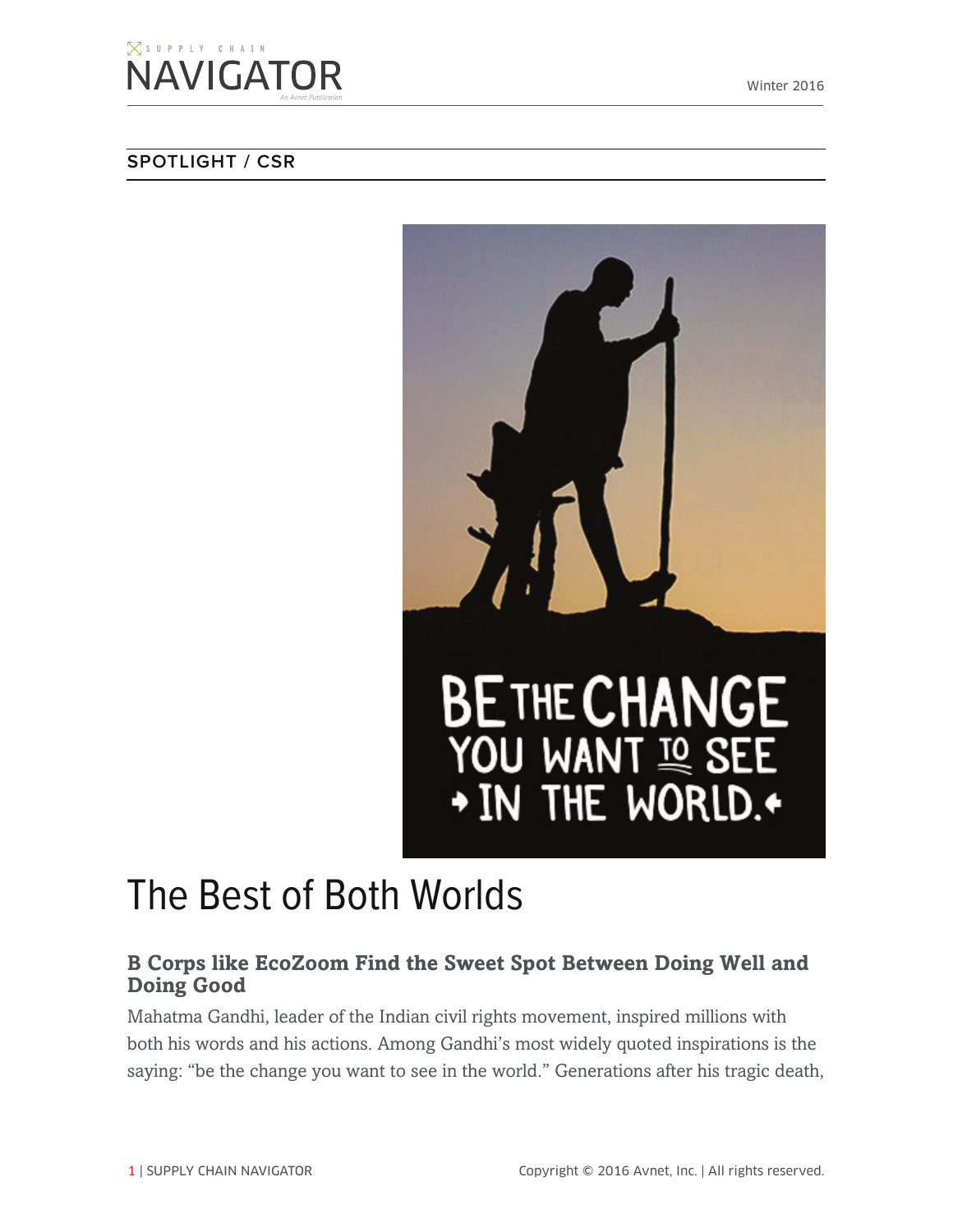SPOTLIGHT / CSR

# The Best of Both Worlds

## B Corps like EcoZoom Find the Sweet Spot Between Doing Well and Doing Good

Mahatma Gandhi, leader of the Indian civil rights movement, inspired millions with both his words and his actions. Among Gandhi's most widely quoted inspirations is the saying: "be the change you want to see in the world." Generations after his tragic death,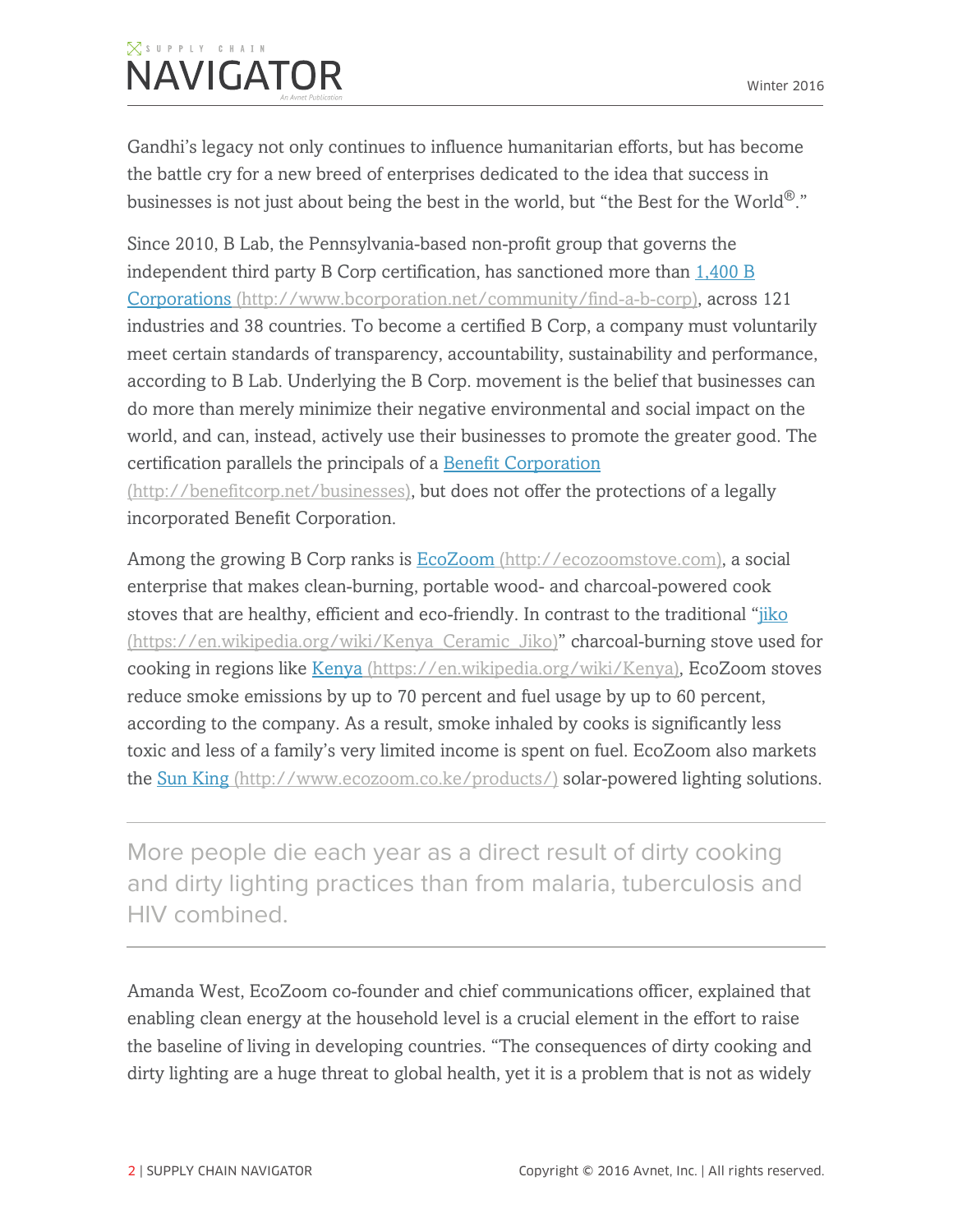Gandhi's legacy not only continues to influence humanitarian efforts, but has become the battle cry for a new breed of enterprises dedicated to the idea that success in businesses is not just about being the best in the world, but "the Best for the World®."

Since 2010, B Lab, the Pennsylvania-based non-profit group that governs the independent third party B Corp certification, has sanctioned more than [1,400 B Corporations](http://www.bcorporation.net/community/find-a-b-corp) (http://www.bcorporation.net/community/find-a-b-corp), across 121 industries and 38 countries. To become a certified B Corp, a company must voluntarily meet certain standards of transparency, accountability, sustainability and performance, according to B Lab. Underlying the B Corp. movement is the belief that businesses can do more than merely minimize their negative environmental and social impact on the world, and can, instead, actively use their businesses to promote the greater good. The certification parallels the principals of a [Benefit Corporation](http://benefitcorp.net/businesses) (http://benefitcorp.net/businesses), but does not offer the protections of a legally incorporated Benefit Corporation.

Among the growing B Corp ranks is [EcoZoom](http://ecozoomstove.com) (http://ecozoomstove.com), a social enterprise that makes clean-burning, portable wood- and charcoal-powered cook stoves that are healthy, efficient and eco-friendly. In contrast to the traditional "[jiko](https://en.wikipedia.org/wiki/Kenya_Ceramic_Jiko) (https://en.wikipedia.org/wiki/Kenya_Ceramic_Jiko)" charcoal-burning stove used for cooking in regions like [Kenya](https://en.wikipedia.org/wiki/Kenya) (https://en.wikipedia.org/wiki/Kenya), EcoZoom stoves reduce smoke emissions by up to 70 percent and fuel usage by up to 60 percent, according to the company. As a result, smoke inhaled by cooks is significantly less toxic and less of a family's very limited income is spent on fuel. EcoZoom also markets the [Sun King](http://www.ecozoom.co.ke/products/) (http://www.ecozoom.co.ke/products/) solar-powered lighting solutions.

---

> More people die each year as a direct result of dirty cooking and dirty lighting practices than from malaria, tuberculosis and HIV combined.

---

Amanda West, EcoZoom co-founder and chief communications officer, explained that enabling clean energy at the household level is a crucial element in the effort to raise the baseline of living in developing countries. "The consequences of dirty cooking and dirty lighting are a huge threat to global health, yet it is a problem that is not as widely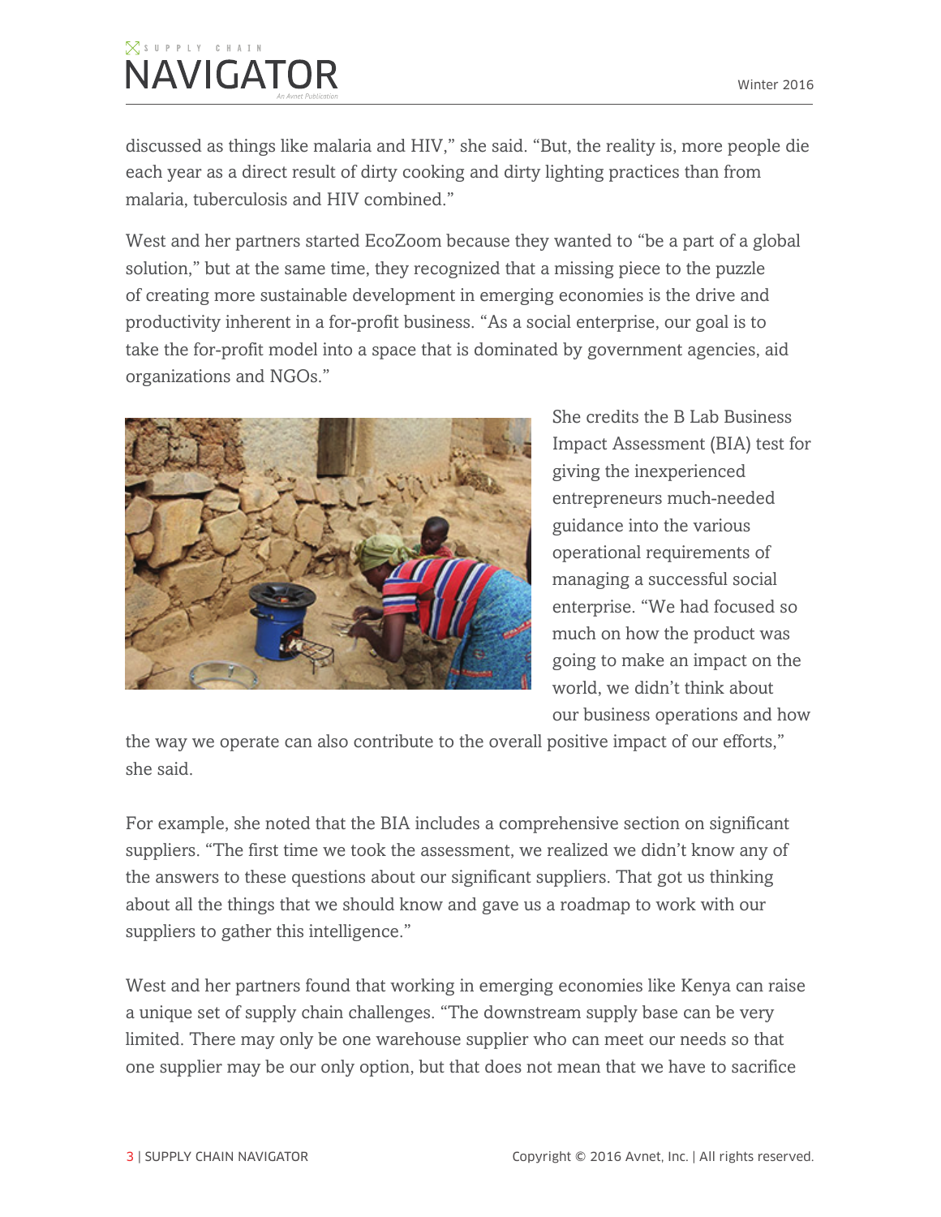discussed as things like malaria and HIV," she said. "But, the reality is, more people die each year as a direct result of dirty cooking and dirty lighting practices than from malaria, tuberculosis and HIV combined."

West and her partners started EcoZoom because they wanted to "be a part of a global solution," but at the same time, they recognized that a missing piece to the puzzle of creating more sustainable development in emerging economies is the drive and productivity inherent in a for-profit business. "As a social enterprise, our goal is to take the for-profit model into a space that is dominated by government agencies, aid organizations and NGOs."

She credits the B Lab Business Impact Assessment (BIA) test for giving the inexperienced entrepreneurs much-needed guidance into the various operational requirements of managing a successful social enterprise. "We had focused so much on how the product was going to make an impact on the world, we didn't think about our business operations and how the way we operate can also contribute to the overall positive impact of our efforts," she said.

For example, she noted that the BIA includes a comprehensive section on significant suppliers. "The first time we took the assessment, we realized we didn't know any of the answers to these questions about our significant suppliers. That got us thinking about all the things that we should know and gave us a roadmap to work with our suppliers to gather this intelligence."

West and her partners found that working in emerging economies like Kenya can raise a unique set of supply chain challenges. "The downstream supply base can be very limited. There may only be one warehouse supplier who can meet our needs so that one supplier may be our only option, but that does not mean that we have to sacrifice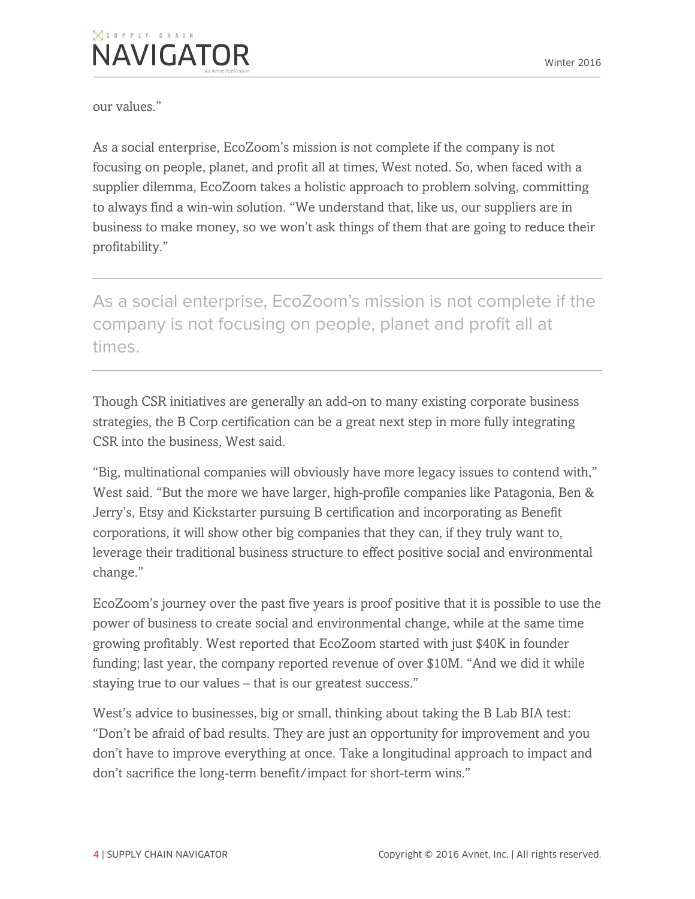our values."

As a social enterprise, EcoZoom's mission is not complete if the company is not focusing on people, planet, and profit all at times, West noted. So, when faced with a supplier dilemma, EcoZoom takes a holistic approach to problem solving, committing to always find a win-win solution. "We understand that, like us, our suppliers are in business to make money, so we won't ask things of them that are going to reduce their profitability."

---

> As a social enterprise, EcoZoom's mission is not complete if the company is not focusing on people, planet and profit all at times.

---

Though CSR initiatives are generally an add-on to many existing corporate business strategies, the B Corp certification can be a great next step in more fully integrating CSR into the business, West said.

"Big, multinational companies will obviously have more legacy issues to contend with," West said. "But the more we have larger, high-profile companies like Patagonia, Ben & Jerry's, Etsy and Kickstarter pursuing B certification and incorporating as Benefit corporations, it will show other big companies that they can, if they truly want to, leverage their traditional business structure to effect positive social and environmental change."

EcoZoom's journey over the past five years is proof positive that it is possible to use the power of business to create social and environmental change, while at the same time growing profitably. West reported that EcoZoom started with just $40K in founder funding; last year, the company reported revenue of over $10M. "And we did it while staying true to our values – that is our greatest success."

West's advice to businesses, big or small, thinking about taking the B Lab BIA test: "Don't be afraid of bad results. They are just an opportunity for improvement and you don't have to improve everything at once. Take a longitudinal approach to impact and don't sacrifice the long-term benefit/impact for short-term wins."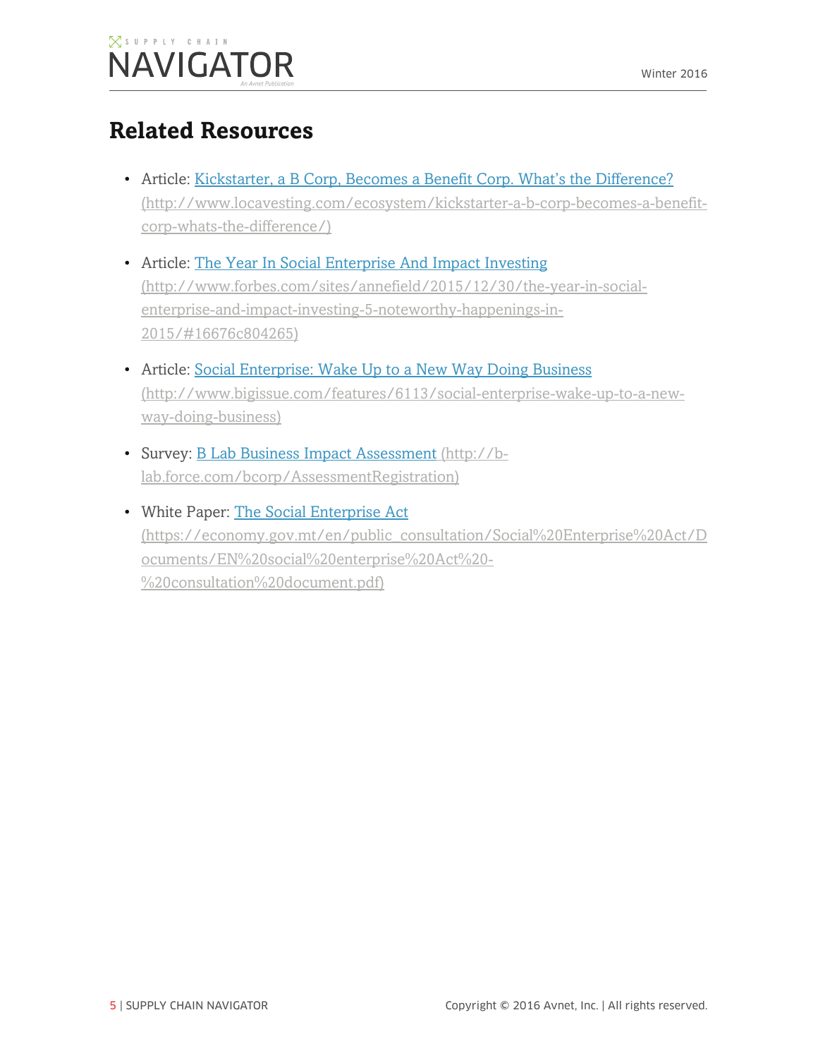## Related Resources

- Article: [Kickstarter, a B Corp, Becomes a Benefit Corp. What's the Difference?](http://www.locavesting.com/ecosystem/kickstarter-a-b-corp-becomes-a-benefit-corp-whats-the-difference/) (http://www.locavesting.com/ecosystem/kickstarter-a-b-corp-becomes-a-benefit-corp-whats-the-difference/)
- Article: [The Year In Social Enterprise And Impact Investing](http://www.forbes.com/sites/annefield/2015/12/30/the-year-in-social-enterprise-and-impact-investing-5-noteworthy-happenings-in-2015/#16676c804265) (http://www.forbes.com/sites/annefield/2015/12/30/the-year-in-social-enterprise-and-impact-investing-5-noteworthy-happenings-in-2015/#16676c804265)
- Article: [Social Enterprise: Wake Up to a New Way Doing Business](http://www.bigissue.com/features/6113/social-enterprise-wake-up-to-a-new-way-doing-business) (http://www.bigissue.com/features/6113/social-enterprise-wake-up-to-a-new-way-doing-business)
- Survey: [B Lab Business Impact Assessment](http://b-lab.force.com/bcorp/AssessmentRegistration) (http://b-lab.force.com/bcorp/AssessmentRegistration)
- White Paper: [The Social Enterprise Act](https://economy.gov.mt/en/public_consultation/Social%20Enterprise%20Act/Documents/EN%20social%20enterprise%20Act%20-%20consultation%20document.pdf) (https://economy.gov.mt/en/public_consultation/Social%20Enterprise%20Act/Documents/EN%20social%20enterprise%20Act%20-%20consultation%20document.pdf)